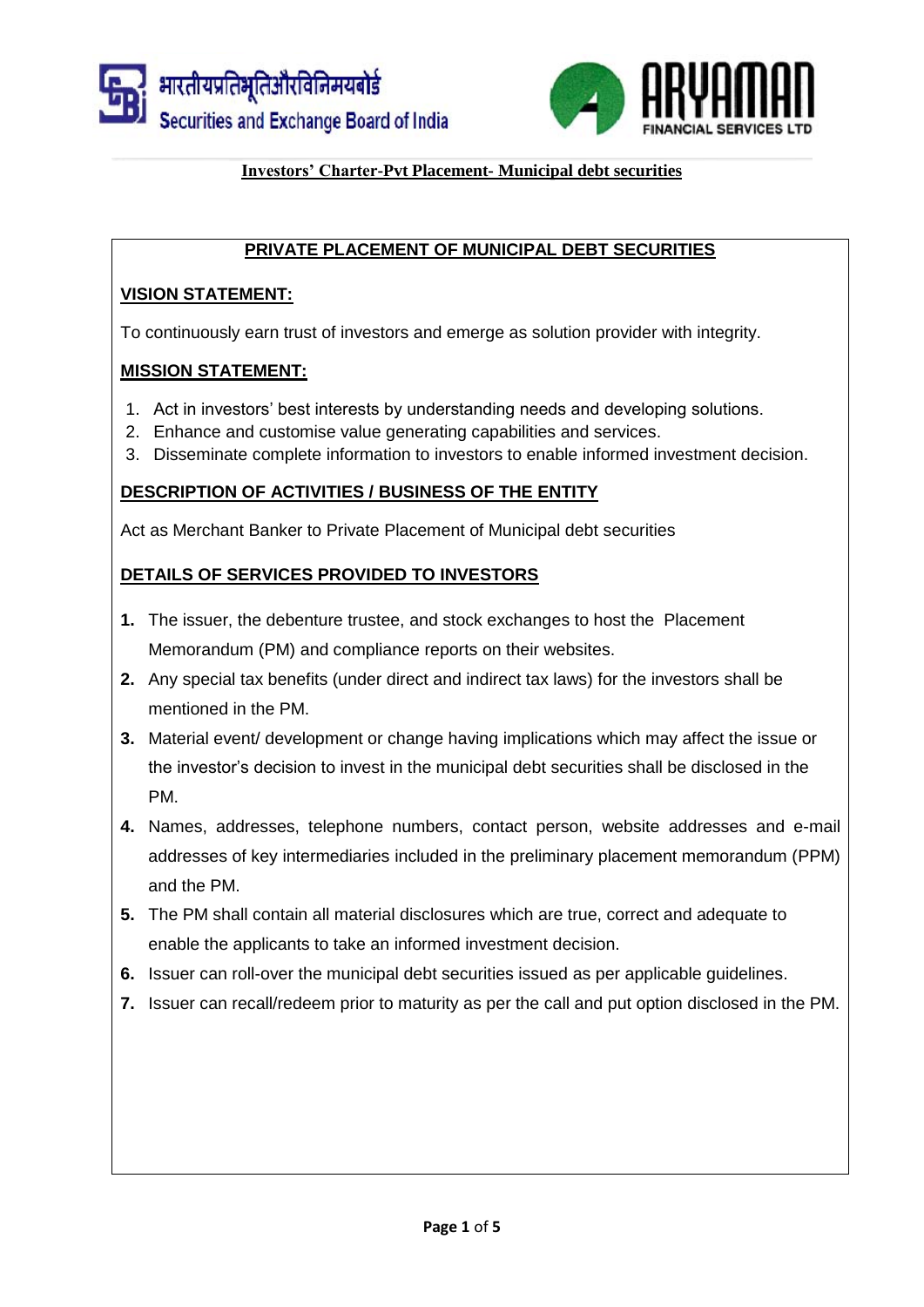# Investors' Charter-Pvt Placement- Municipal debt securities

## PRIVATE PLACEMENT OF MUNICIPAL DEBT SECURITIES

### VISION STATEMENT:

To continuously earn trust of investors and emerge as solution provider with integrity.

### MISSION STATEMENT:

1. Act in investors' best interests by understanding needs and developing solutions.
2. Enhance and customise value generating capabilities and services.
3. Disseminate complete information to investors to enable informed investment decision.

### DESCRIPTION OF ACTIVITIES / BUSINESS OF THE ENTITY

Act as Merchant Banker to Private Placement of Municipal debt securities

### DETAILS OF SERVICES PROVIDED TO INVESTORS

1. The issuer, the debenture trustee, and stock exchanges to host the Placement Memorandum (PM) and compliance reports on their websites.
2. Any special tax benefits (under direct and indirect tax laws) for the investors shall be mentioned in the PM.
3. Material event/ development or change having implications which may affect the issue or the investor's decision to invest in the municipal debt securities shall be disclosed in the PM.
4. Names, addresses, telephone numbers, contact person, website addresses and e-mail addresses of key intermediaries included in the preliminary placement memorandum (PPM) and the PM.
5. The PM shall contain all material disclosures which are true, correct and adequate to enable the applicants to take an informed investment decision.
6. Issuer can roll-over the municipal debt securities issued as per applicable guidelines.
7. Issuer can recall/redeem prior to maturity as per the call and put option disclosed in the PM.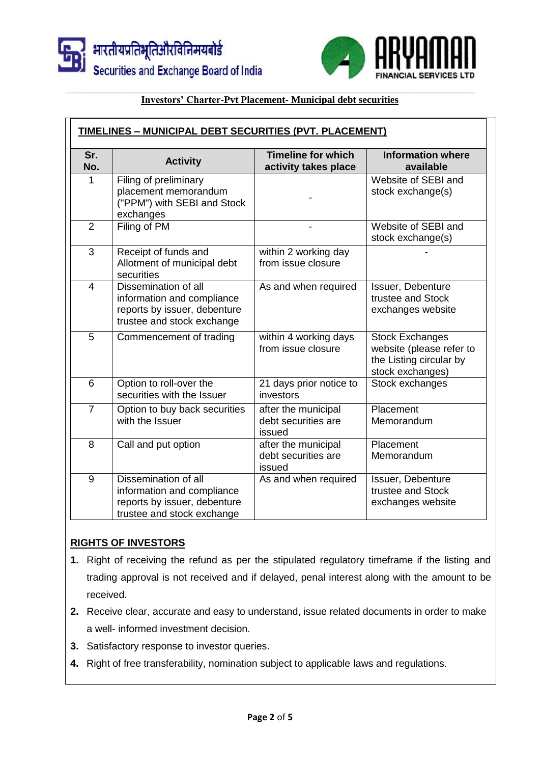**Investors' Charter-Pvt Placement- Municipal debt securities**

**TIMELINES – MUNICIPAL DEBT SECURITIES (PVT. PLACEMENT)**

| Sr. No. | Activity | Timeline for which activity takes place | Information where available |
|---|---|---|---|
| 1 | Filing of preliminary placement memorandum ("PPM") with SEBI and Stock exchanges | - | Website of SEBI and stock exchange(s) |
| 2 | Filing of PM | - | Website of SEBI and stock exchange(s) |
| 3 | Receipt of funds and Allotment of municipal debt securities | within 2 working day from issue closure | - |
| 4 | Dissemination of all information and compliance reports by issuer, debenture trustee and stock exchange | As and when required | Issuer, Debenture trustee and Stock exchanges website |
| 5 | Commencement of trading | within 4 working days from issue closure | Stock Exchanges website (please refer to the Listing circular by stock exchanges) |
| 6 | Option to roll-over the securities with the Issuer | 21 days prior notice to investors | Stock exchanges |
| 7 | Option to buy back securities with the Issuer | after the municipal debt securities are issued | Placement Memorandum |
| 8 | Call and put option | after the municipal debt securities are issued | Placement Memorandum |
| 9 | Dissemination of all information and compliance reports by issuer, debenture trustee and stock exchange | As and when required | Issuer, Debenture trustee and Stock exchanges website |

**RIGHTS OF INVESTORS**

1. Right of receiving the refund as per the stipulated regulatory timeframe if the listing and trading approval is not received and if delayed, penal interest along with the amount to be received.
2. Receive clear, accurate and easy to understand, issue related documents in order to make a well- informed investment decision.
3. Satisfactory response to investor queries.
4. Right of free transferability, nomination subject to applicable laws and regulations.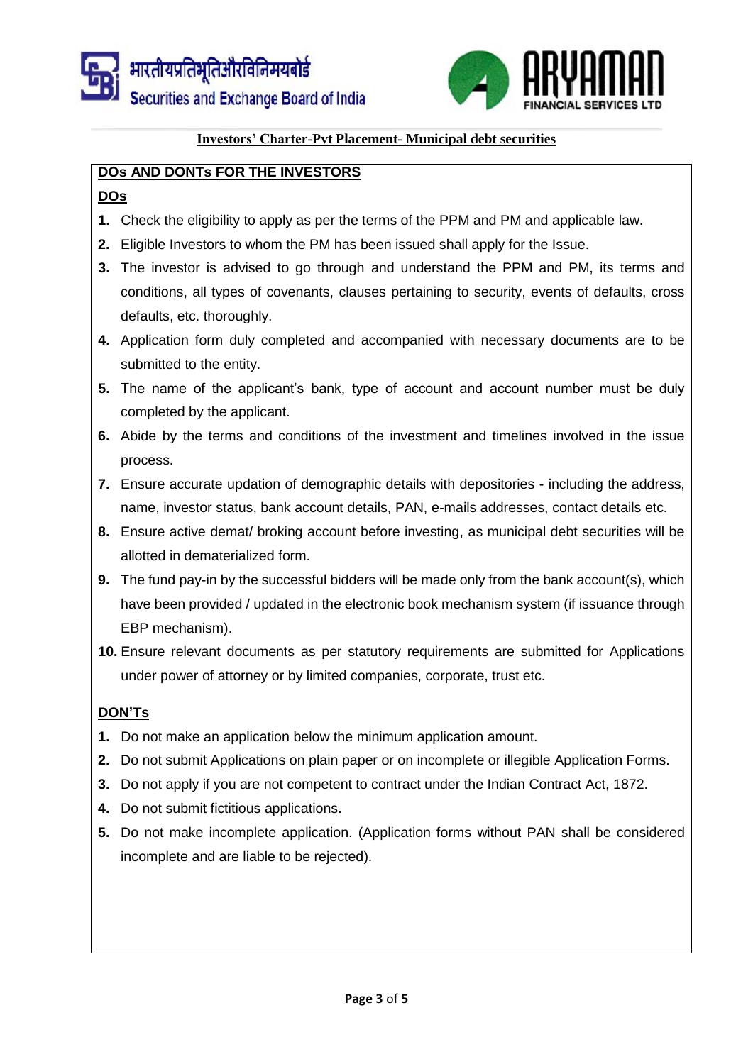**Investors' Charter-Pvt Placement- Municipal debt securities**

## DOs AND DONTs FOR THE INVESTORS

### DOs

1. Check the eligibility to apply as per the terms of the PPM and PM and applicable law.
2. Eligible Investors to whom the PM has been issued shall apply for the Issue.
3. The investor is advised to go through and understand the PPM and PM, its terms and conditions, all types of covenants, clauses pertaining to security, events of defaults, cross defaults, etc. thoroughly.
4. Application form duly completed and accompanied with necessary documents are to be submitted to the entity.
5. The name of the applicant's bank, type of account and account number must be duly completed by the applicant.
6. Abide by the terms and conditions of the investment and timelines involved in the issue process.
7. Ensure accurate updation of demographic details with depositories - including the address, name, investor status, bank account details, PAN, e-mails addresses, contact details etc.
8. Ensure active demat/ broking account before investing, as municipal debt securities will be allotted in dematerialized form.
9. The fund pay-in by the successful bidders will be made only from the bank account(s), which have been provided / updated in the electronic book mechanism system (if issuance through EBP mechanism).
10. Ensure relevant documents as per statutory requirements are submitted for Applications under power of attorney or by limited companies, corporate, trust etc.

### DON'Ts

1. Do not make an application below the minimum application amount.
2. Do not submit Applications on plain paper or on incomplete or illegible Application Forms.
3. Do not apply if you are not competent to contract under the Indian Contract Act, 1872.
4. Do not submit fictitious applications.
5. Do not make incomplete application. (Application forms without PAN shall be considered incomplete and are liable to be rejected).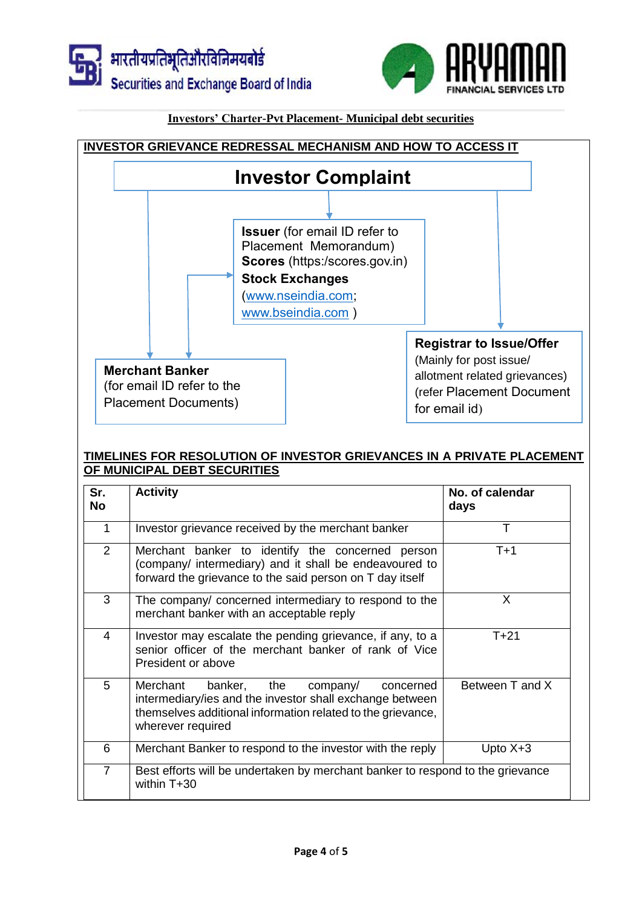**Investors' Charter-Pvt Placement- Municipal debt securities**

## INVESTOR GRIEVANCE REDRESSAL MECHANISM AND HOW TO ACCESS IT

**Investor Complaint**

**Issuer** (for email ID refer to Placement Memorandum)
**Scores** (https:/scores.gov.in)
**Stock Exchanges**
(www.nseindia.com; www.bseindia.com )

**Merchant Banker**
(for email ID refer to the Placement Documents)

**Registrar to Issue/Offer**
(Mainly for post issue/ allotment related grievances)
(refer Placement Document for email id)

## TIMELINES FOR RESOLUTION OF INVESTOR GRIEVANCES IN A PRIVATE PLACEMENT OF MUNICIPAL DEBT SECURITIES

| Sr. No | Activity | No. of calendar days |
|---|---|---|
| 1 | Investor grievance received by the merchant banker | T |
| 2 | Merchant banker to identify the concerned person (company/ intermediary) and it shall be endeavoured to forward the grievance to the said person on T day itself | T+1 |
| 3 | The company/ concerned intermediary to respond to the merchant banker with an acceptable reply | X |
| 4 | Investor may escalate the pending grievance, if any, to a senior officer of the merchant banker of rank of Vice President or above | T+21 |
| 5 | Merchant banker, the company/ concerned intermediary/ies and the investor shall exchange between themselves additional information related to the grievance, wherever required | Between T and X |
| 6 | Merchant Banker to respond to the investor with the reply | Upto X+3 |
| 7 | Best efforts will be undertaken by merchant banker to respond to the grievance within T+30 | |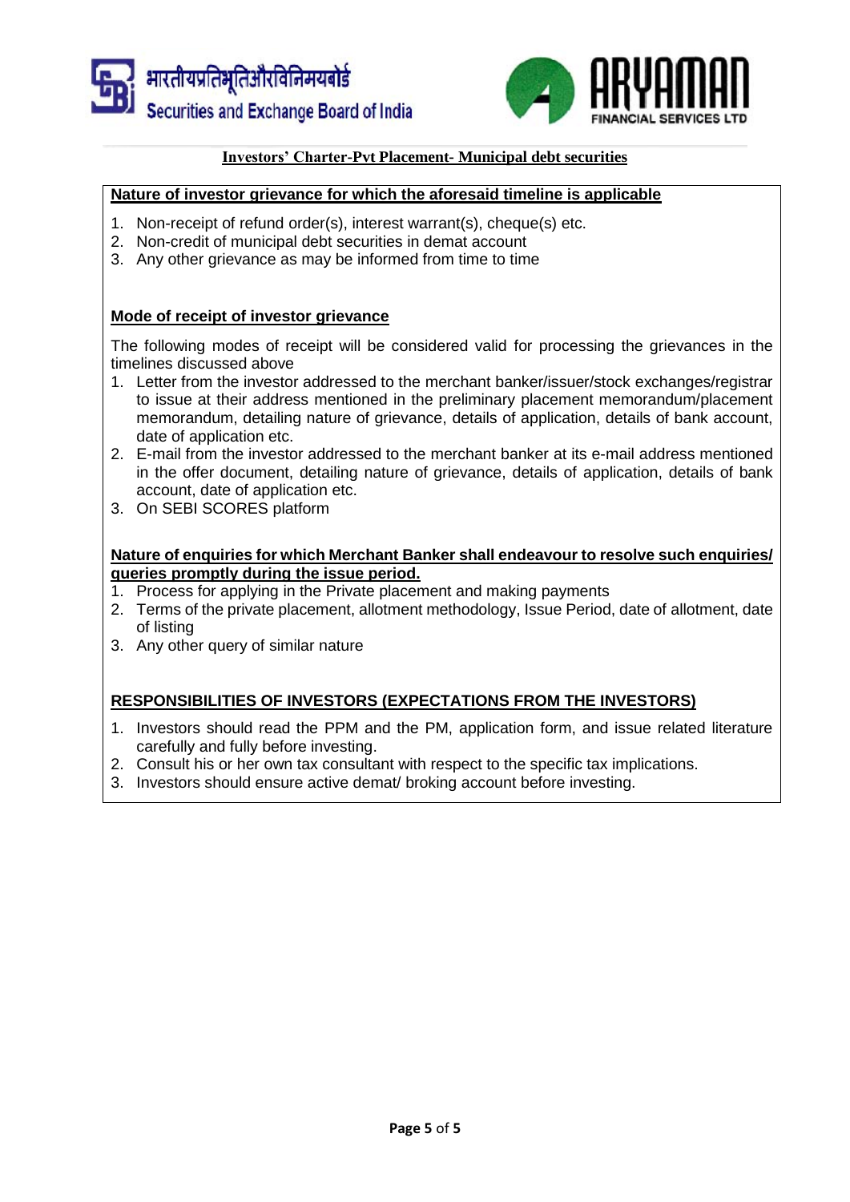**Investors' Charter-Pvt Placement- Municipal debt securities**

**Nature of investor grievance for which the aforesaid timeline is applicable**

1. Non-receipt of refund order(s), interest warrant(s), cheque(s) etc.
2. Non-credit of municipal debt securities in demat account
3. Any other grievance as may be informed from time to time

**Mode of receipt of investor grievance**

The following modes of receipt will be considered valid for processing the grievances in the timelines discussed above

1. Letter from the investor addressed to the merchant banker/issuer/stock exchanges/registrar to issue at their address mentioned in the preliminary placement memorandum/placement memorandum, detailing nature of grievance, details of application, details of bank account, date of application etc.
2. E-mail from the investor addressed to the merchant banker at its e-mail address mentioned in the offer document, detailing nature of grievance, details of application, details of bank account, date of application etc.
3. On SEBI SCORES platform

**Nature of enquiries for which Merchant Banker shall endeavour to resolve such enquiries/ queries promptly during the issue period.**

1. Process for applying in the Private placement and making payments
2. Terms of the private placement, allotment methodology, Issue Period, date of allotment, date of listing
3. Any other query of similar nature

**RESPONSIBILITIES OF INVESTORS (EXPECTATIONS FROM THE INVESTORS)**

1. Investors should read the PPM and the PM, application form, and issue related literature carefully and fully before investing.
2. Consult his or her own tax consultant with respect to the specific tax implications.
3. Investors should ensure active demat/ broking account before investing.